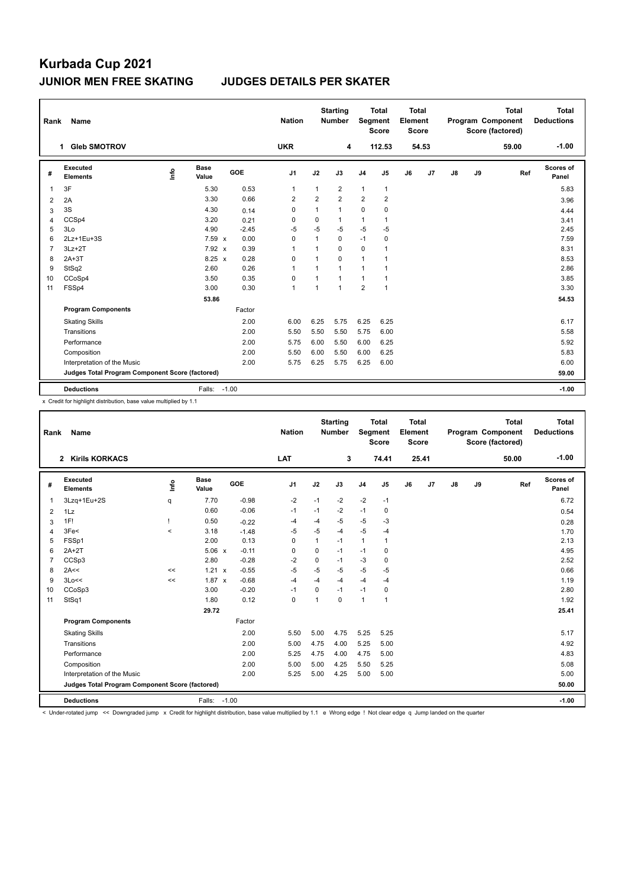# Kurbada Cup 2021

## JUNIOR MEN FREE SKATING JUDGES DETAILS PER SKATER

| Rank | Name | Nation | Starting Number | Total Segment Score | Total Element Score | Total Program Component Score (factored) | Total Deductions |
|---|---|---|---|---|---|---|---|
| 1 | Gleb SMOTROV | UKR | 4 | 112.53 | 54.53 | 59.00 | -1.00 |

| # | Executed Elements | Info | Base Value | | GOE | J1 | J2 | J3 | J4 | J5 | J6 | J7 | J8 | J9 | Ref | Scores of Panel |
|---|---|---|---|---|---|---|---|---|---|---|---|---|---|---|---|---|
| 1 | 3F | | 5.30 | | 0.53 | 1 | 1 | 2 | 1 | 1 | | | | | | 5.83 |
| 2 | 2A | | 3.30 | | 0.66 | 2 | 2 | 2 | 2 | 2 | | | | | | 3.96 |
| 3 | 3S | | 4.30 | | 0.14 | 0 | 1 | 1 | 0 | 0 | | | | | | 4.44 |
| 4 | CCSp4 | | 3.20 | | 0.21 | 0 | 0 | 1 | 1 | 1 | | | | | | 3.41 |
| 5 | 3Lo | | 4.90 | | -2.45 | -5 | -5 | -5 | -5 | -5 | | | | | | 2.45 |
| 6 | 2Lz+1Eu+3S | | 7.59 | x | 0.00 | 0 | 1 | 0 | -1 | 0 | | | | | | 7.59 |
| 7 | 3Lz+2T | | 7.92 | x | 0.39 | 1 | 1 | 0 | 0 | 1 | | | | | | 8.31 |
| 8 | 2A+3T | | 8.25 | x | 0.28 | 0 | 1 | 0 | 1 | 1 | | | | | | 8.53 |
| 9 | StSq2 | | 2.60 | | 0.26 | 1 | 1 | 1 | 1 | 1 | | | | | | 2.86 |
| 10 | CCoSp4 | | 3.50 | | 0.35 | 0 | 1 | 1 | 1 | 1 | | | | | | 3.85 |
| 11 | FSSp4 | | 3.00 | | 0.30 | 1 | 1 | 1 | 2 | 1 | | | | | | 3.30 |
| | | | 53.86 | | | | | | | | | | | | | 54.53 |
| | **Program Components** | | | | Factor | | | | | | | | | | | |
| | Skating Skills | | | | 2.00 | 6.00 | 6.25 | 5.75 | 6.25 | 6.25 | | | | | | 6.17 |
| | Transitions | | | | 2.00 | 5.50 | 5.50 | 5.50 | 5.75 | 6.00 | | | | | | 5.58 |
| | Performance | | | | 2.00 | 5.75 | 6.00 | 5.50 | 6.00 | 6.25 | | | | | | 5.92 |
| | Composition | | | | 2.00 | 5.50 | 6.00 | 5.50 | 6.00 | 6.25 | | | | | | 5.83 |
| | Interpretation of the Music | | | | 2.00 | 5.75 | 6.25 | 5.75 | 6.25 | 6.00 | | | | | | 6.00 |
| | **Judges Total Program Component Score (factored)** | | | | | | | | | | | | | | | 59.00 |
| | **Deductions** | | Falls: | | -1.00 | | | | | | | | | | | -1.00 |

x Credit for highlight distribution, base value multiplied by 1.1

| Rank | Name | Nation | Starting Number | Total Segment Score | Total Element Score | Total Program Component Score (factored) | Total Deductions |
|---|---|---|---|---|---|---|---|
| 2 | Kirils KORKACS | LAT | 3 | 74.41 | 25.41 | 50.00 | -1.00 |

| # | Executed Elements | Info | Base Value | | GOE | J1 | J2 | J3 | J4 | J5 | J6 | J7 | J8 | J9 | Ref | Scores of Panel |
|---|---|---|---|---|---|---|---|---|---|---|---|---|---|---|---|---|
| 1 | 3Lzq+1Eu+2S | q | 7.70 | | -0.98 | -2 | -1 | -2 | -2 | -1 | | | | | | 6.72 |
| 2 | 1Lz | | 0.60 | | -0.06 | -1 | -1 | -2 | -1 | 0 | | | | | | 0.54 |
| 3 | 1F! | ! | 0.50 | | -0.22 | -4 | -4 | -5 | -5 | -3 | | | | | | 0.28 |
| 4 | 3Fe< | < | 3.18 | | -1.48 | -5 | -5 | -4 | -5 | -4 | | | | | | 1.70 |
| 5 | FSSp1 | | 2.00 | | 0.13 | 0 | 1 | -1 | 1 | 1 | | | | | | 2.13 |
| 6 | 2A+2T | | 5.06 | x | -0.11 | 0 | 0 | -1 | -1 | 0 | | | | | | 4.95 |
| 7 | CCSp3 | | 2.80 | | -0.28 | -2 | 0 | -1 | -3 | 0 | | | | | | 2.52 |
| 8 | 2A<< | << | 1.21 | x | -0.55 | -5 | -5 | -5 | -5 | -5 | | | | | | 0.66 |
| 9 | 3Lo<< | << | 1.87 | x | -0.68 | -4 | -4 | -4 | -4 | -4 | | | | | | 1.19 |
| 10 | CCoSp3 | | 3.00 | | -0.20 | -1 | 0 | -1 | -1 | 0 | | | | | | 2.80 |
| 11 | StSq1 | | 1.80 | | 0.12 | 0 | 1 | 0 | 1 | 1 | | | | | | 1.92 |
| | | | 29.72 | | | | | | | | | | | | | 25.41 |
| | **Program Components** | | | | Factor | | | | | | | | | | | |
| | Skating Skills | | | | 2.00 | 5.50 | 5.00 | 4.75 | 5.25 | 5.25 | | | | | | 5.17 |
| | Transitions | | | | 2.00 | 5.00 | 4.75 | 4.00 | 5.25 | 5.00 | | | | | | 4.92 |
| | Performance | | | | 2.00 | 5.25 | 4.75 | 4.00 | 4.75 | 5.00 | | | | | | 4.83 |
| | Composition | | | | 2.00 | 5.00 | 5.00 | 4.25 | 5.50 | 5.25 | | | | | | 5.08 |
| | Interpretation of the Music | | | | 2.00 | 5.25 | 5.00 | 4.25 | 5.00 | 5.00 | | | | | | 5.00 |
| | **Judges Total Program Component Score (factored)** | | | | | | | | | | | | | | | 50.00 |
| | **Deductions** | | Falls: | | -1.00 | | | | | | | | | | | -1.00 |

< Under-rotated jump << Downgraded jump x Credit for highlight distribution, base value multiplied by 1.1 e Wrong edge ! Not clear edge q Jump landed on the quarter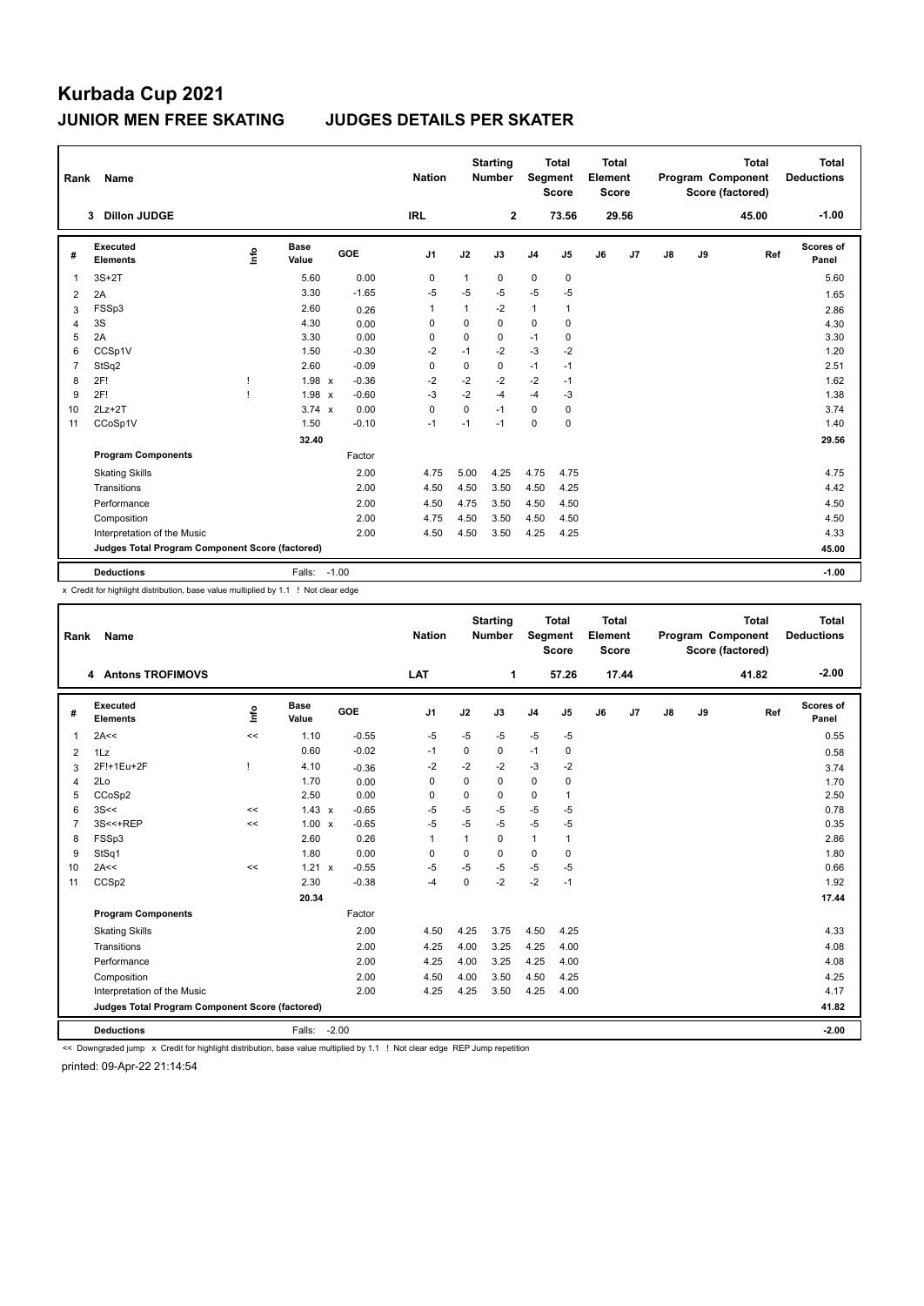# Kurbada Cup 2021

## JUNIOR MEN FREE SKATING JUDGES DETAILS PER SKATER

| Rank | Name | Nation | Starting Number | Total Segment Score | Total Element Score | Total Program Component Score (factored) | Total Deductions |
|---|---|---|---|---|---|---|---|
| 3 | Dillon JUDGE | IRL | 2 | 73.56 | 29.56 | 45.00 | -1.00 |

| # | Executed Elements | Info | Base Value | | GOE | J1 | J2 | J3 | J4 | J5 | J6 | J7 | J8 | J9 | Ref | Scores of Panel |
|---|---|---|---|---|---|---|---|---|---|---|---|---|---|---|---|---|
| 1 | 3S+2T | | 5.60 | | 0.00 | 0 | 1 | 0 | 0 | 0 | | | | | | 5.60 |
| 2 | 2A | | 3.30 | | -1.65 | -5 | -5 | -5 | -5 | -5 | | | | | | 1.65 |
| 3 | FSSp3 | | 2.60 | | 0.26 | 1 | 1 | -2 | 1 | 1 | | | | | | 2.86 |
| 4 | 3S | | 4.30 | | 0.00 | 0 | 0 | 0 | 0 | 0 | | | | | | 4.30 |
| 5 | 2A | | 3.30 | | 0.00 | 0 | 0 | 0 | -1 | 0 | | | | | | 3.30 |
| 6 | CCSp1V | | 1.50 | | -0.30 | -2 | -1 | -2 | -3 | -2 | | | | | | 1.20 |
| 7 | StSq2 | | 2.60 | | -0.09 | 0 | 0 | 0 | -1 | -1 | | | | | | 2.51 |
| 8 | 2F! | ! | 1.98 | x | -0.36 | -2 | -2 | -2 | -2 | -1 | | | | | | 1.62 |
| 9 | 2F! | ! | 1.98 | x | -0.60 | -3 | -2 | -4 | -4 | -3 | | | | | | 1.38 |
| 10 | 2Lz+2T | | 3.74 | x | 0.00 | 0 | 0 | -1 | 0 | 0 | | | | | | 3.74 |
| 11 | CCoSp1V | | 1.50 | | -0.10 | -1 | -1 | -1 | 0 | 0 | | | | | | 1.40 |
| | | | 32.40 | | | | | | | | | | | | | 29.56 |
| | **Program Components** | | | | Factor | | | | | | | | | | | |
| | Skating Skills | | | | 2.00 | 4.75 | 5.00 | 4.25 | 4.75 | 4.75 | | | | | | 4.75 |
| | Transitions | | | | 2.00 | 4.50 | 4.50 | 3.50 | 4.50 | 4.25 | | | | | | 4.42 |
| | Performance | | | | 2.00 | 4.50 | 4.75 | 3.50 | 4.50 | 4.50 | | | | | | 4.50 |
| | Composition | | | | 2.00 | 4.75 | 4.50 | 3.50 | 4.50 | 4.50 | | | | | | 4.50 |
| | Interpretation of the Music | | | | 2.00 | 4.50 | 4.50 | 3.50 | 4.25 | 4.25 | | | | | | 4.33 |
| | **Judges Total Program Component Score (factored)** | | | | | | | | | | | | | | | 45.00 |
| | **Deductions** | | Falls: | | -1.00 | | | | | | | | | | | -1.00 |

x Credit for highlight distribution, base value multiplied by 1.1 ! Not clear edge

| Rank | Name | Nation | Starting Number | Total Segment Score | Total Element Score | Total Program Component Score (factored) | Total Deductions |
|---|---|---|---|---|---|---|---|
| 4 | Antons TROFIMOVS | LAT | 1 | 57.26 | 17.44 | 41.82 | -2.00 |

| # | Executed Elements | Info | Base Value | | GOE | J1 | J2 | J3 | J4 | J5 | J6 | J7 | J8 | J9 | Ref | Scores of Panel |
|---|---|---|---|---|---|---|---|---|---|---|---|---|---|---|---|---|
| 1 | 2A<< | << | 1.10 | | -0.55 | -5 | -5 | -5 | -5 | -5 | | | | | | 0.55 |
| 2 | 1Lz | | 0.60 | | -0.02 | -1 | 0 | 0 | -1 | 0 | | | | | | 0.58 |
| 3 | 2F!+1Eu+2F | ! | 4.10 | | -0.36 | -2 | -2 | -2 | -3 | -2 | | | | | | 3.74 |
| 4 | 2Lo | | 1.70 | | 0.00 | 0 | 0 | 0 | 0 | 0 | | | | | | 1.70 |
| 5 | CCoSp2 | | 2.50 | | 0.00 | 0 | 0 | 0 | 0 | 1 | | | | | | 2.50 |
| 6 | 3S<< | << | 1.43 | x | -0.65 | -5 | -5 | -5 | -5 | -5 | | | | | | 0.78 |
| 7 | 3S<<+REP | << | 1.00 | x | -0.65 | -5 | -5 | -5 | -5 | -5 | | | | | | 0.35 |
| 8 | FSSp3 | | 2.60 | | 0.26 | 1 | 1 | 0 | 1 | 1 | | | | | | 2.86 |
| 9 | StSq1 | | 1.80 | | 0.00 | 0 | 0 | 0 | 0 | 0 | | | | | | 1.80 |
| 10 | 2A<< | << | 1.21 | x | -0.55 | -5 | -5 | -5 | -5 | -5 | | | | | | 0.66 |
| 11 | CCSp2 | | 2.30 | | -0.38 | -4 | 0 | -2 | -2 | -1 | | | | | | 1.92 |
| | | | 20.34 | | | | | | | | | | | | | 17.44 |
| | **Program Components** | | | | Factor | | | | | | | | | | | |
| | Skating Skills | | | | 2.00 | 4.50 | 4.25 | 3.75 | 4.50 | 4.25 | | | | | | 4.33 |
| | Transitions | | | | 2.00 | 4.25 | 4.00 | 3.25 | 4.25 | 4.00 | | | | | | 4.08 |
| | Performance | | | | 2.00 | 4.25 | 4.00 | 3.25 | 4.25 | 4.00 | | | | | | 4.08 |
| | Composition | | | | 2.00 | 4.50 | 4.00 | 3.50 | 4.50 | 4.25 | | | | | | 4.25 |
| | Interpretation of the Music | | | | 2.00 | 4.25 | 4.25 | 3.50 | 4.25 | 4.00 | | | | | | 4.17 |
| | **Judges Total Program Component Score (factored)** | | | | | | | | | | | | | | | 41.82 |
| | **Deductions** | | Falls: | | -2.00 | | | | | | | | | | | -2.00 |

<< Downgraded jump x Credit for highlight distribution, base value multiplied by 1.1 ! Not clear edge REP Jump repetition

printed: 09-Apr-22 21:14:54